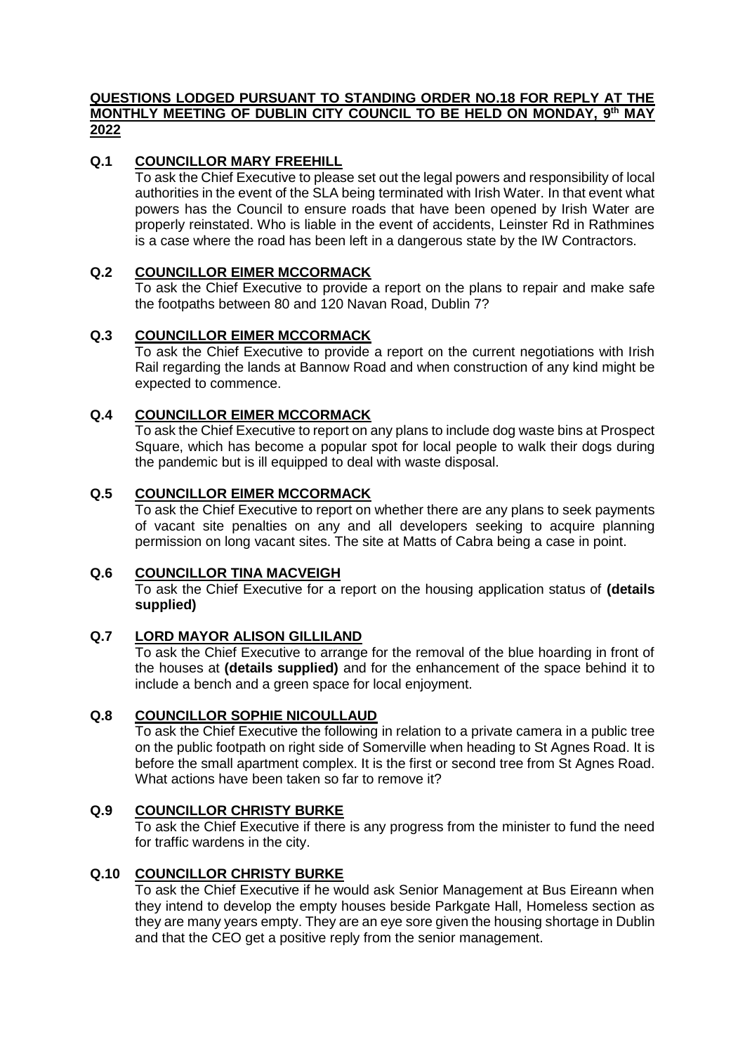**QUESTIONS LODGED PURSUANT TO STANDING ORDER NO.18 FOR REPLY AT THE MONTHLY MEETING OF DUBLIN CITY COUNCIL TO BE HELD ON MONDAY, 9th MAY 2022**

**Q.1 COUNCILLOR MARY FREEHILL**

To ask the Chief Executive to please set out the legal powers and responsibility of local authorities in the event of the SLA being terminated with Irish Water. In that event what powers has the Council to ensure roads that have been opened by Irish Water are properly reinstated. Who is liable in the event of accidents, Leinster Rd in Rathmines is a case where the road has been left in a dangerous state by the IW Contractors.

**Q.2 COUNCILLOR EIMER MCCORMACK**

To ask the Chief Executive to provide a report on the plans to repair and make safe the footpaths between 80 and 120 Navan Road, Dublin 7?

**Q.3 COUNCILLOR EIMER MCCORMACK**

To ask the Chief Executive to provide a report on the current negotiations with Irish Rail regarding the lands at Bannow Road and when construction of any kind might be expected to commence.

**Q.4 COUNCILLOR EIMER MCCORMACK**

To ask the Chief Executive to report on any plans to include dog waste bins at Prospect Square, which has become a popular spot for local people to walk their dogs during the pandemic but is ill equipped to deal with waste disposal.

**Q.5 COUNCILLOR EIMER MCCORMACK**

To ask the Chief Executive to report on whether there are any plans to seek payments of vacant site penalties on any and all developers seeking to acquire planning permission on long vacant sites. The site at Matts of Cabra being a case in point.

**Q.6 COUNCILLOR TINA MACVEIGH**

To ask the Chief Executive for a report on the housing application status of **(details supplied)**

**Q.7 LORD MAYOR ALISON GILLILAND**

To ask the Chief Executive to arrange for the removal of the blue hoarding in front of the houses at **(details supplied)** and for the enhancement of the space behind it to include a bench and a green space for local enjoyment.

**Q.8 COUNCILLOR SOPHIE NICOULLAUD**

To ask the Chief Executive the following in relation to a private camera in a public tree on the public footpath on right side of Somerville when heading to St Agnes Road. It is before the small apartment complex. It is the first or second tree from St Agnes Road. What actions have been taken so far to remove it?

**Q.9 COUNCILLOR CHRISTY BURKE**

To ask the Chief Executive if there is any progress from the minister to fund the need for traffic wardens in the city.

**Q.10 COUNCILLOR CHRISTY BURKE**

To ask the Chief Executive if he would ask Senior Management at Bus Eireann when they intend to develop the empty houses beside Parkgate Hall, Homeless section as they are many years empty. They are an eye sore given the housing shortage in Dublin and that the CEO get a positive reply from the senior management.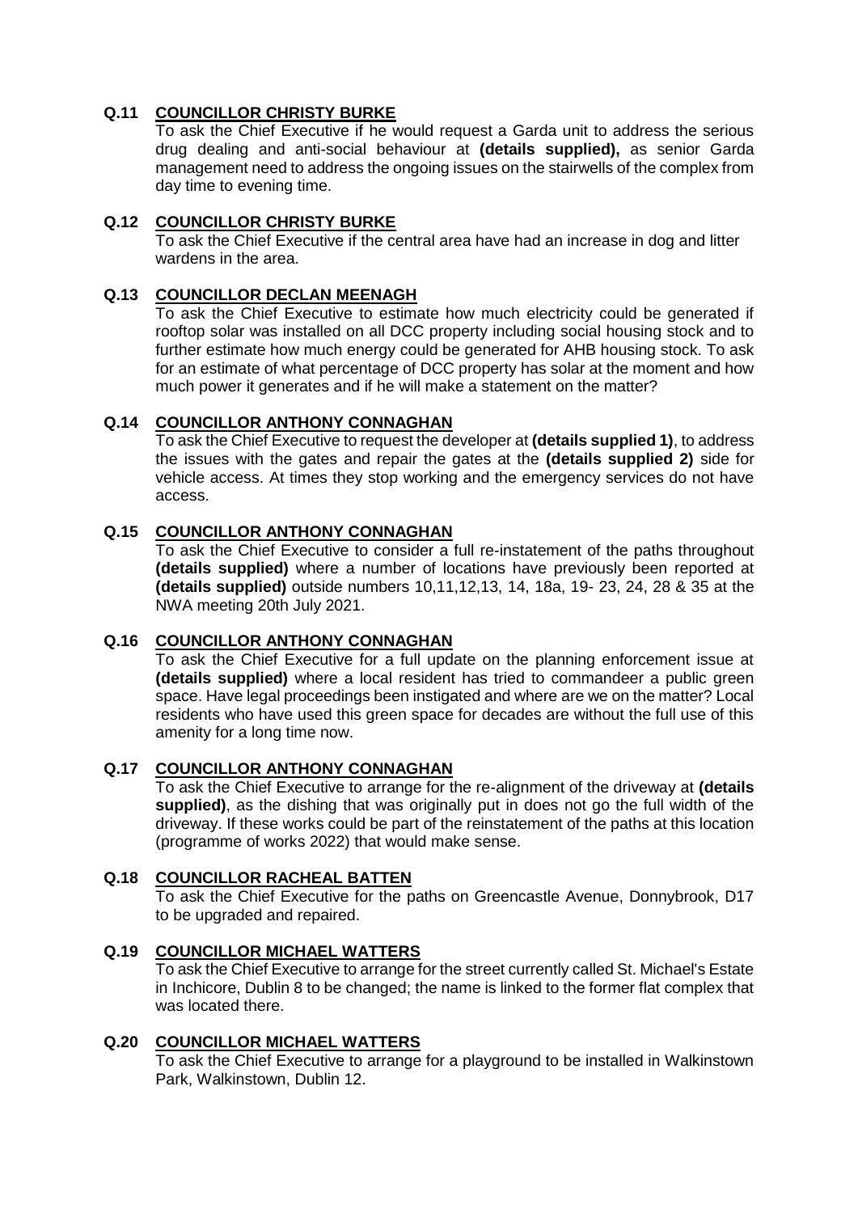**Q.11 COUNCILLOR CHRISTY BURKE**

To ask the Chief Executive if he would request a Garda unit to address the serious drug dealing and anti-social behaviour at **(details supplied),** as senior Garda management need to address the ongoing issues on the stairwells of the complex from day time to evening time.

**Q.12 COUNCILLOR CHRISTY BURKE**

To ask the Chief Executive if the central area have had an increase in dog and litter wardens in the area.

**Q.13 COUNCILLOR DECLAN MEENAGH**

To ask the Chief Executive to estimate how much electricity could be generated if rooftop solar was installed on all DCC property including social housing stock and to further estimate how much energy could be generated for AHB housing stock. To ask for an estimate of what percentage of DCC property has solar at the moment and how much power it generates and if he will make a statement on the matter?

**Q.14 COUNCILLOR ANTHONY CONNAGHAN**

To ask the Chief Executive to request the developer at **(details supplied 1)**, to address the issues with the gates and repair the gates at the **(details supplied 2)** side for vehicle access. At times they stop working and the emergency services do not have access.

**Q.15 COUNCILLOR ANTHONY CONNAGHAN**

To ask the Chief Executive to consider a full re-instatement of the paths throughout **(details supplied)** where a number of locations have previously been reported at **(details supplied)** outside numbers 10,11,12,13, 14, 18a, 19- 23, 24, 28 & 35 at the NWA meeting 20th July 2021.

**Q.16 COUNCILLOR ANTHONY CONNAGHAN**

To ask the Chief Executive for a full update on the planning enforcement issue at **(details supplied)** where a local resident has tried to commandeer a public green space. Have legal proceedings been instigated and where are we on the matter? Local residents who have used this green space for decades are without the full use of this amenity for a long time now.

**Q.17 COUNCILLOR ANTHONY CONNAGHAN**

To ask the Chief Executive to arrange for the re-alignment of the driveway at **(details supplied)**, as the dishing that was originally put in does not go the full width of the driveway. If these works could be part of the reinstatement of the paths at this location (programme of works 2022) that would make sense.

**Q.18 COUNCILLOR RACHEAL BATTEN**

To ask the Chief Executive for the paths on Greencastle Avenue, Donnybrook, D17 to be upgraded and repaired.

**Q.19 COUNCILLOR MICHAEL WATTERS**

To ask the Chief Executive to arrange for the street currently called St. Michael's Estate in Inchicore, Dublin 8 to be changed; the name is linked to the former flat complex that was located there.

**Q.20 COUNCILLOR MICHAEL WATTERS**

To ask the Chief Executive to arrange for a playground to be installed in Walkinstown Park, Walkinstown, Dublin 12.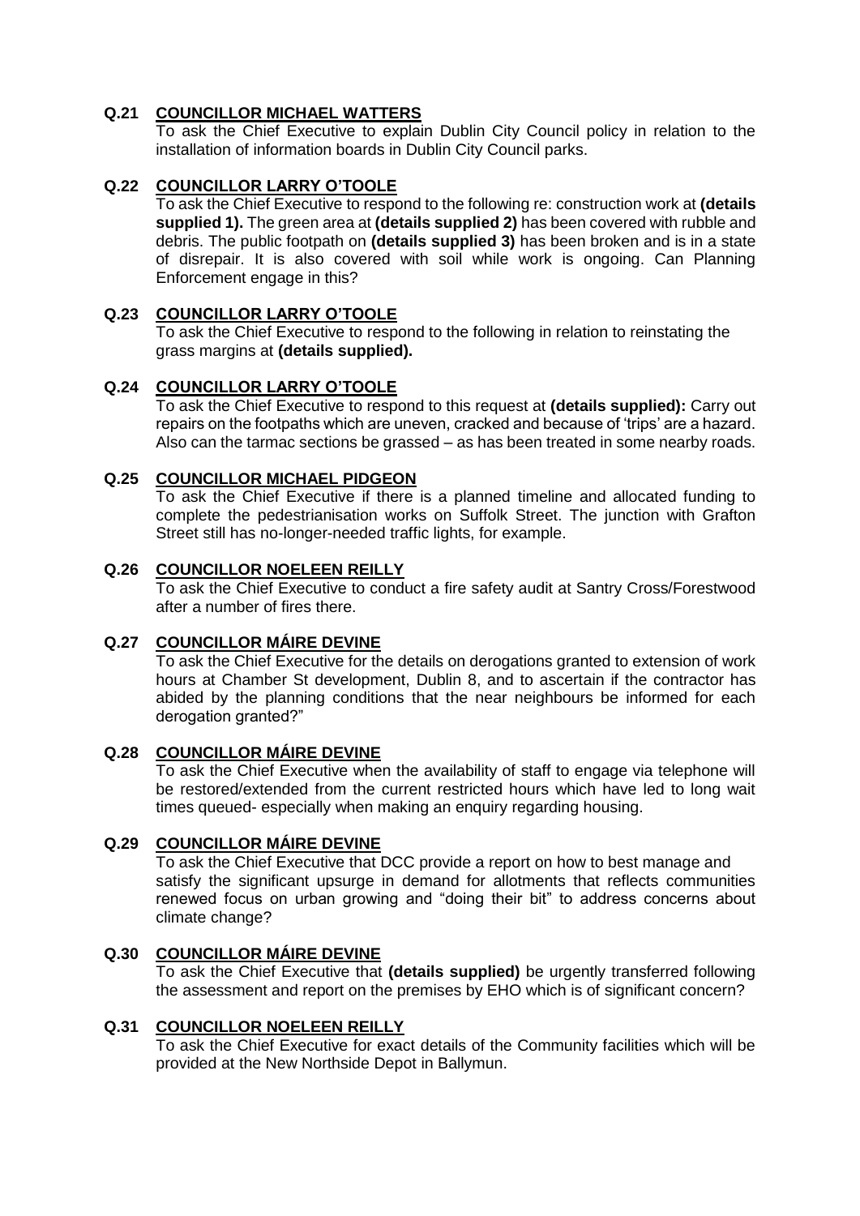**Q.21 COUNCILLOR MICHAEL WATTERS**
To ask the Chief Executive to explain Dublin City Council policy in relation to the installation of information boards in Dublin City Council parks.

**Q.22 COUNCILLOR LARRY O'TOOLE**
To ask the Chief Executive to respond to the following re: construction work at **(details supplied 1).** The green area at **(details supplied 2)** has been covered with rubble and debris. The public footpath on **(details supplied 3)** has been broken and is in a state of disrepair. It is also covered with soil while work is ongoing. Can Planning Enforcement engage in this?

**Q.23 COUNCILLOR LARRY O'TOOLE**
To ask the Chief Executive to respond to the following in relation to reinstating the grass margins at **(details supplied).**

**Q.24 COUNCILLOR LARRY O'TOOLE**
To ask the Chief Executive to respond to this request at **(details supplied):** Carry out repairs on the footpaths which are uneven, cracked and because of 'trips' are a hazard. Also can the tarmac sections be grassed – as has been treated in some nearby roads.

**Q.25 COUNCILLOR MICHAEL PIDGEON**
To ask the Chief Executive if there is a planned timeline and allocated funding to complete the pedestrianisation works on Suffolk Street. The junction with Grafton Street still has no-longer-needed traffic lights, for example.

**Q.26 COUNCILLOR NOELEEN REILLY**
To ask the Chief Executive to conduct a fire safety audit at Santry Cross/Forestwood after a number of fires there.

**Q.27 COUNCILLOR MÁIRE DEVINE**
To ask the Chief Executive for the details on derogations granted to extension of work hours at Chamber St development, Dublin 8, and to ascertain if the contractor has abided by the planning conditions that the near neighbours be informed for each derogation granted?"

**Q.28 COUNCILLOR MÁIRE DEVINE**
To ask the Chief Executive when the availability of staff to engage via telephone will be restored/extended from the current restricted hours which have led to long wait times queued- especially when making an enquiry regarding housing.

**Q.29 COUNCILLOR MÁIRE DEVINE**
To ask the Chief Executive that DCC provide a report on how to best manage and satisfy the significant upsurge in demand for allotments that reflects communities renewed focus on urban growing and "doing their bit" to address concerns about climate change?

**Q.30 COUNCILLOR MÁIRE DEVINE**
To ask the Chief Executive that **(details supplied)** be urgently transferred following the assessment and report on the premises by EHO which is of significant concern?

**Q.31 COUNCILLOR NOELEEN REILLY**
To ask the Chief Executive for exact details of the Community facilities which will be provided at the New Northside Depot in Ballymun.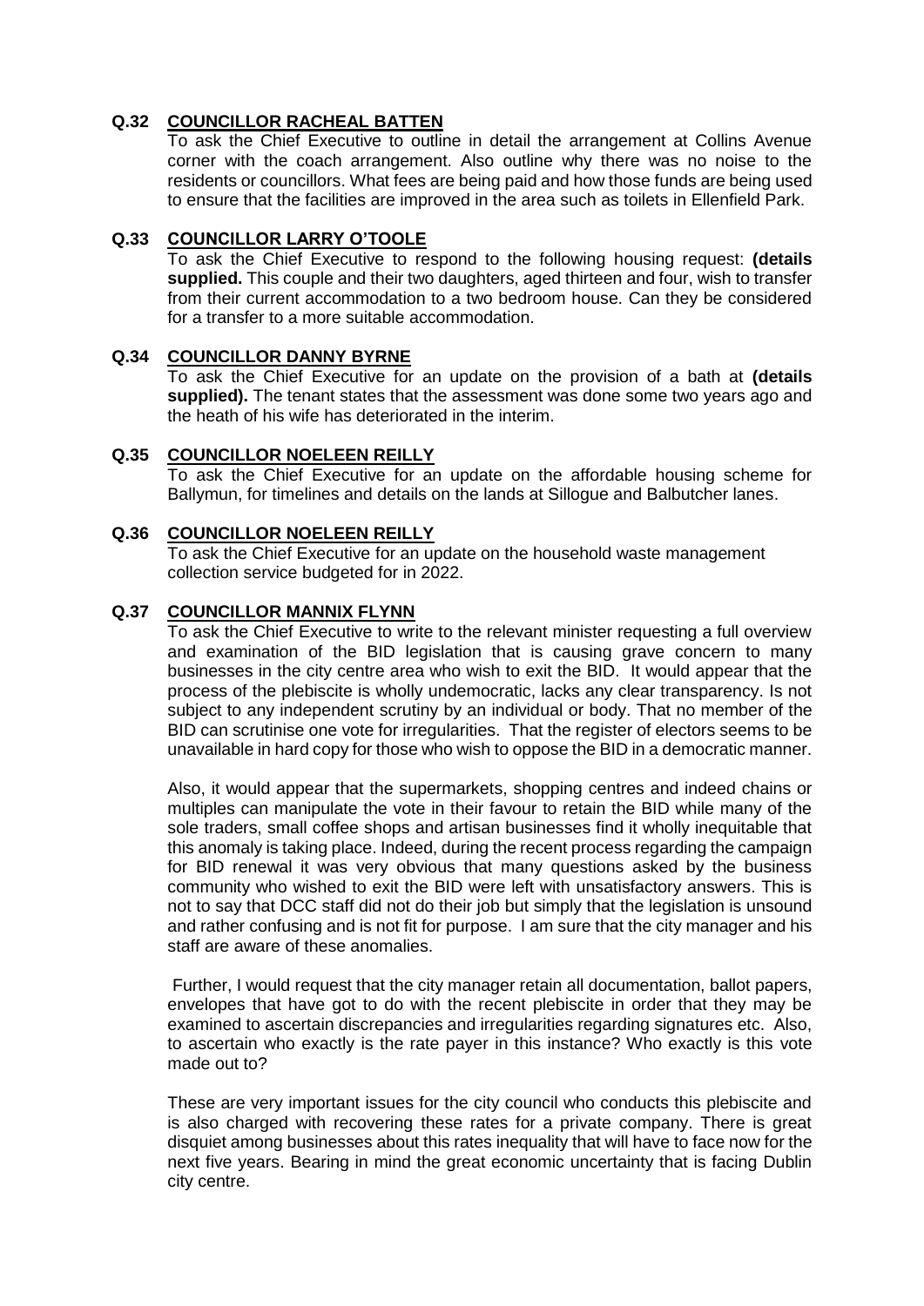**Q.32 COUNCILLOR RACHEAL BATTEN**

To ask the Chief Executive to outline in detail the arrangement at Collins Avenue corner with the coach arrangement. Also outline why there was no noise to the residents or councillors. What fees are being paid and how those funds are being used to ensure that the facilities are improved in the area such as toilets in Ellenfield Park.

**Q.33 COUNCILLOR LARRY O'TOOLE**

To ask the Chief Executive to respond to the following housing request: **(details supplied.** This couple and their two daughters, aged thirteen and four, wish to transfer from their current accommodation to a two bedroom house. Can they be considered for a transfer to a more suitable accommodation.

**Q.34 COUNCILLOR DANNY BYRNE**

To ask the Chief Executive for an update on the provision of a bath at **(details supplied).** The tenant states that the assessment was done some two years ago and the heath of his wife has deteriorated in the interim.

**Q.35 COUNCILLOR NOELEEN REILLY**

To ask the Chief Executive for an update on the affordable housing scheme for Ballymun, for timelines and details on the lands at Sillogue and Balbutcher lanes.

**Q.36 COUNCILLOR NOELEEN REILLY**

To ask the Chief Executive for an update on the household waste management collection service budgeted for in 2022.

**Q.37 COUNCILLOR MANNIX FLYNN**

To ask the Chief Executive to write to the relevant minister requesting a full overview and examination of the BID legislation that is causing grave concern to many businesses in the city centre area who wish to exit the BID. It would appear that the process of the plebiscite is wholly undemocratic, lacks any clear transparency. Is not subject to any independent scrutiny by an individual or body. That no member of the BID can scrutinise one vote for irregularities. That the register of electors seems to be unavailable in hard copy for those who wish to oppose the BID in a democratic manner.

Also, it would appear that the supermarkets, shopping centres and indeed chains or multiples can manipulate the vote in their favour to retain the BID while many of the sole traders, small coffee shops and artisan businesses find it wholly inequitable that this anomaly is taking place. Indeed, during the recent process regarding the campaign for BID renewal it was very obvious that many questions asked by the business community who wished to exit the BID were left with unsatisfactory answers. This is not to say that DCC staff did not do their job but simply that the legislation is unsound and rather confusing and is not fit for purpose. I am sure that the city manager and his staff are aware of these anomalies.

Further, I would request that the city manager retain all documentation, ballot papers, envelopes that have got to do with the recent plebiscite in order that they may be examined to ascertain discrepancies and irregularities regarding signatures etc. Also, to ascertain who exactly is the rate payer in this instance? Who exactly is this vote made out to?

These are very important issues for the city council who conducts this plebiscite and is also charged with recovering these rates for a private company. There is great disquiet among businesses about this rates inequality that will have to face now for the next five years. Bearing in mind the great economic uncertainty that is facing Dublin city centre.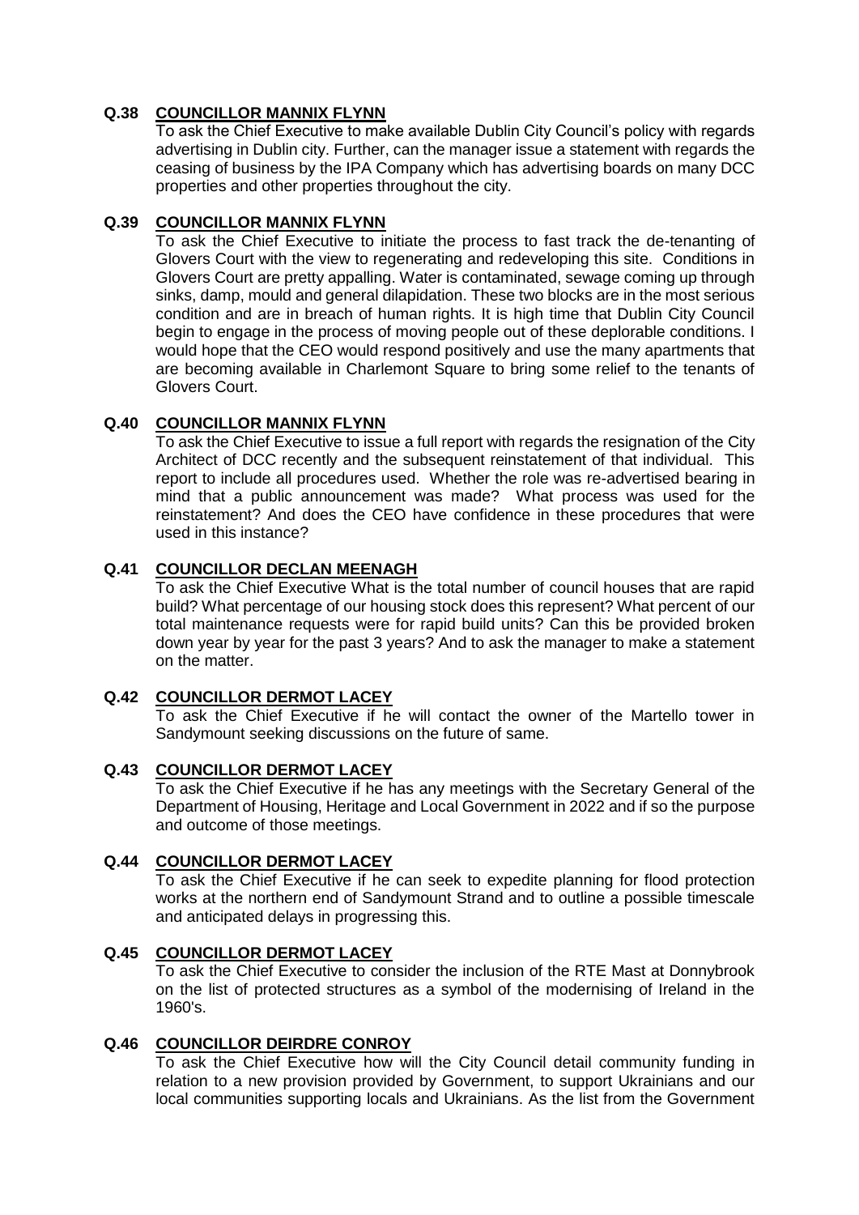**Q.38 COUNCILLOR MANNIX FLYNN**

To ask the Chief Executive to make available Dublin City Council's policy with regards advertising in Dublin city. Further, can the manager issue a statement with regards the ceasing of business by the IPA Company which has advertising boards on many DCC properties and other properties throughout the city.

**Q.39 COUNCILLOR MANNIX FLYNN**

To ask the Chief Executive to initiate the process to fast track the de-tenanting of Glovers Court with the view to regenerating and redeveloping this site. Conditions in Glovers Court are pretty appalling. Water is contaminated, sewage coming up through sinks, damp, mould and general dilapidation. These two blocks are in the most serious condition and are in breach of human rights. It is high time that Dublin City Council begin to engage in the process of moving people out of these deplorable conditions. I would hope that the CEO would respond positively and use the many apartments that are becoming available in Charlemont Square to bring some relief to the tenants of Glovers Court.

**Q.40 COUNCILLOR MANNIX FLYNN**

To ask the Chief Executive to issue a full report with regards the resignation of the City Architect of DCC recently and the subsequent reinstatement of that individual. This report to include all procedures used. Whether the role was re-advertised bearing in mind that a public announcement was made? What process was used for the reinstatement? And does the CEO have confidence in these procedures that were used in this instance?

**Q.41 COUNCILLOR DECLAN MEENAGH**

To ask the Chief Executive What is the total number of council houses that are rapid build? What percentage of our housing stock does this represent? What percent of our total maintenance requests were for rapid build units? Can this be provided broken down year by year for the past 3 years? And to ask the manager to make a statement on the matter.

**Q.42 COUNCILLOR DERMOT LACEY**

To ask the Chief Executive if he will contact the owner of the Martello tower in Sandymount seeking discussions on the future of same.

**Q.43 COUNCILLOR DERMOT LACEY**

To ask the Chief Executive if he has any meetings with the Secretary General of the Department of Housing, Heritage and Local Government in 2022 and if so the purpose and outcome of those meetings.

**Q.44 COUNCILLOR DERMOT LACEY**

To ask the Chief Executive if he can seek to expedite planning for flood protection works at the northern end of Sandymount Strand and to outline a possible timescale and anticipated delays in progressing this.

**Q.45 COUNCILLOR DERMOT LACEY**

To ask the Chief Executive to consider the inclusion of the RTE Mast at Donnybrook on the list of protected structures as a symbol of the modernising of Ireland in the 1960's.

**Q.46 COUNCILLOR DEIRDRE CONROY**

To ask the Chief Executive how will the City Council detail community funding in relation to a new provision provided by Government, to support Ukrainians and our local communities supporting locals and Ukrainians. As the list from the Government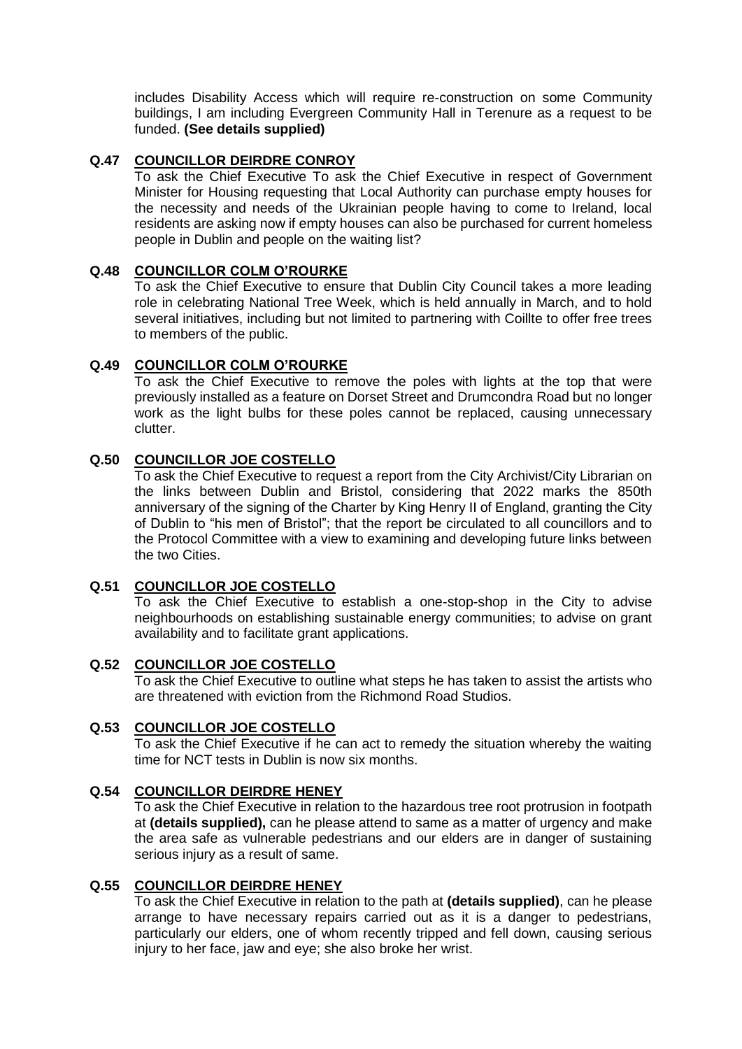includes Disability Access which will require re-construction on some Community buildings, I am including Evergreen Community Hall in Terenure as a request to be funded. **(See details supplied)**

**Q.47 COUNCILLOR DEIRDRE CONROY**

To ask the Chief Executive To ask the Chief Executive in respect of Government Minister for Housing requesting that Local Authority can purchase empty houses for the necessity and needs of the Ukrainian people having to come to Ireland, local residents are asking now if empty houses can also be purchased for current homeless people in Dublin and people on the waiting list?

**Q.48 COUNCILLOR COLM O'ROURKE**

To ask the Chief Executive to ensure that Dublin City Council takes a more leading role in celebrating National Tree Week, which is held annually in March, and to hold several initiatives, including but not limited to partnering with Coillte to offer free trees to members of the public.

**Q.49 COUNCILLOR COLM O'ROURKE**

To ask the Chief Executive to remove the poles with lights at the top that were previously installed as a feature on Dorset Street and Drumcondra Road but no longer work as the light bulbs for these poles cannot be replaced, causing unnecessary clutter.

**Q.50 COUNCILLOR JOE COSTELLO**

To ask the Chief Executive to request a report from the City Archivist/City Librarian on the links between Dublin and Bristol, considering that 2022 marks the 850th anniversary of the signing of the Charter by King Henry II of England, granting the City of Dublin to "his men of Bristol"; that the report be circulated to all councillors and to the Protocol Committee with a view to examining and developing future links between the two Cities.

**Q.51 COUNCILLOR JOE COSTELLO**

To ask the Chief Executive to establish a one-stop-shop in the City to advise neighbourhoods on establishing sustainable energy communities; to advise on grant availability and to facilitate grant applications.

**Q.52 COUNCILLOR JOE COSTELLO**

To ask the Chief Executive to outline what steps he has taken to assist the artists who are threatened with eviction from the Richmond Road Studios.

**Q.53 COUNCILLOR JOE COSTELLO**

To ask the Chief Executive if he can act to remedy the situation whereby the waiting time for NCT tests in Dublin is now six months.

**Q.54 COUNCILLOR DEIRDRE HENEY**

To ask the Chief Executive in relation to the hazardous tree root protrusion in footpath at **(details supplied),** can he please attend to same as a matter of urgency and make the area safe as vulnerable pedestrians and our elders are in danger of sustaining serious injury as a result of same.

**Q.55 COUNCILLOR DEIRDRE HENEY**

To ask the Chief Executive in relation to the path at **(details supplied)**, can he please arrange to have necessary repairs carried out as it is a danger to pedestrians, particularly our elders, one of whom recently tripped and fell down, causing serious injury to her face, jaw and eye; she also broke her wrist.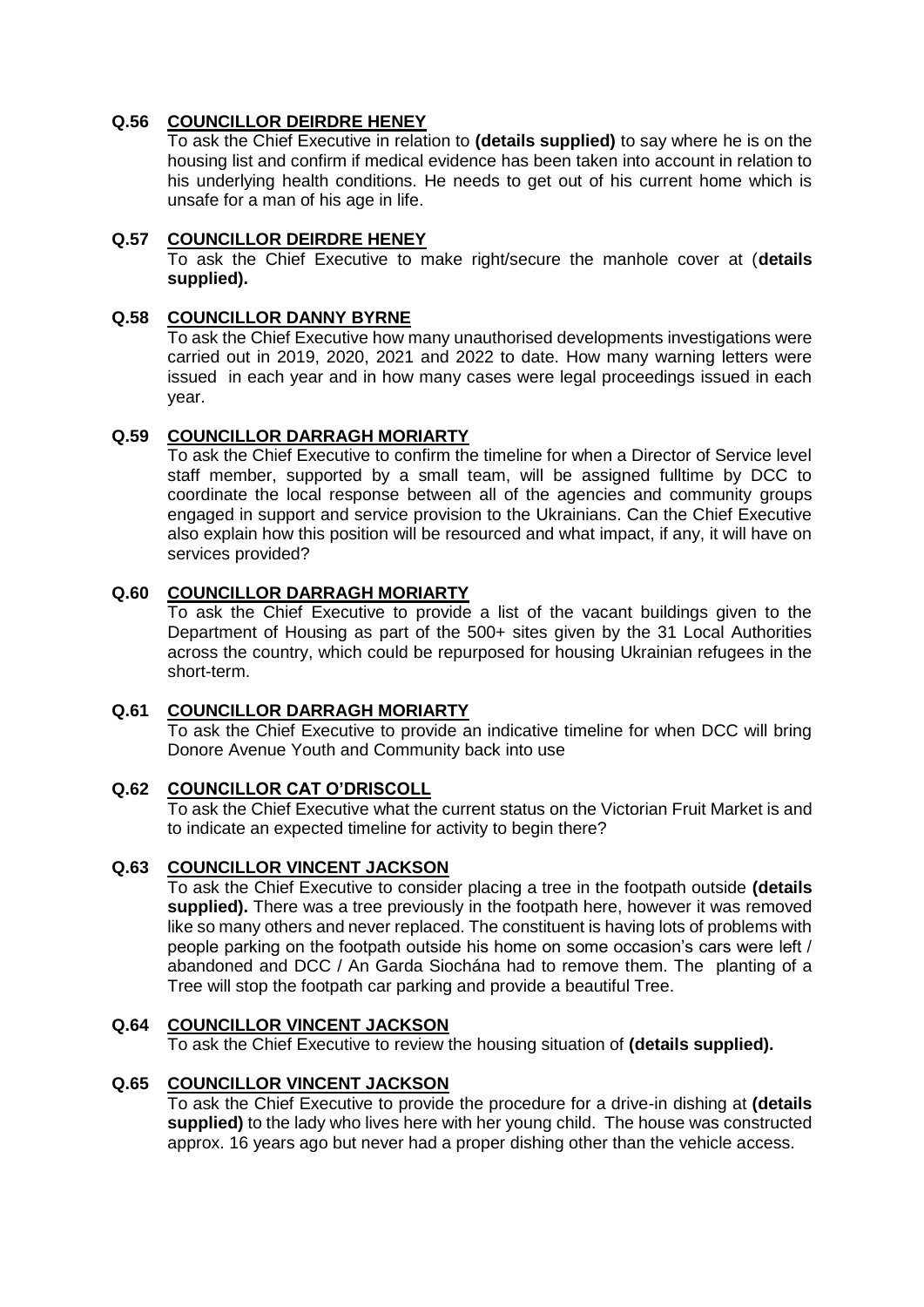**Q.56 COUNCILLOR DEIRDRE HENEY**

To ask the Chief Executive in relation to **(details supplied)** to say where he is on the housing list and confirm if medical evidence has been taken into account in relation to his underlying health conditions. He needs to get out of his current home which is unsafe for a man of his age in life.

**Q.57 COUNCILLOR DEIRDRE HENEY**

To ask the Chief Executive to make right/secure the manhole cover at (**details supplied).**

**Q.58 COUNCILLOR DANNY BYRNE**

To ask the Chief Executive how many unauthorised developments investigations were carried out in 2019, 2020, 2021 and 2022 to date. How many warning letters were issued in each year and in how many cases were legal proceedings issued in each year.

**Q.59 COUNCILLOR DARRAGH MORIARTY**

To ask the Chief Executive to confirm the timeline for when a Director of Service level staff member, supported by a small team, will be assigned fulltime by DCC to coordinate the local response between all of the agencies and community groups engaged in support and service provision to the Ukrainians. Can the Chief Executive also explain how this position will be resourced and what impact, if any, it will have on services provided?

**Q.60 COUNCILLOR DARRAGH MORIARTY**

To ask the Chief Executive to provide a list of the vacant buildings given to the Department of Housing as part of the 500+ sites given by the 31 Local Authorities across the country, which could be repurposed for housing Ukrainian refugees in the short-term.

**Q.61 COUNCILLOR DARRAGH MORIARTY**

To ask the Chief Executive to provide an indicative timeline for when DCC will bring Donore Avenue Youth and Community back into use

**Q.62 COUNCILLOR CAT O'DRISCOLL**

To ask the Chief Executive what the current status on the Victorian Fruit Market is and to indicate an expected timeline for activity to begin there?

**Q.63 COUNCILLOR VINCENT JACKSON**

To ask the Chief Executive to consider placing a tree in the footpath outside **(details supplied).** There was a tree previously in the footpath here, however it was removed like so many others and never replaced. The constituent is having lots of problems with people parking on the footpath outside his home on some occasion's cars were left / abandoned and DCC / An Garda Siochána had to remove them. The planting of a Tree will stop the footpath car parking and provide a beautiful Tree.

**Q.64 COUNCILLOR VINCENT JACKSON**

To ask the Chief Executive to review the housing situation of **(details supplied).**

**Q.65 COUNCILLOR VINCENT JACKSON**

To ask the Chief Executive to provide the procedure for a drive-in dishing at **(details supplied)** to the lady who lives here with her young child. The house was constructed approx. 16 years ago but never had a proper dishing other than the vehicle access.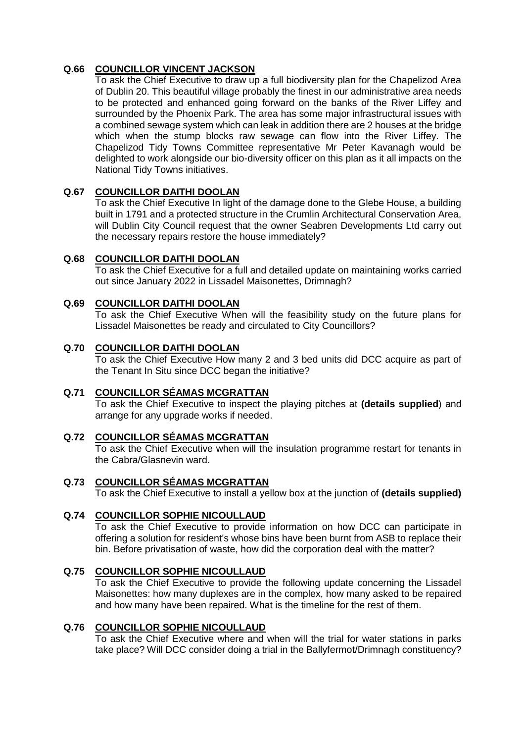**Q.66 COUNCILLOR VINCENT JACKSON**

To ask the Chief Executive to draw up a full biodiversity plan for the Chapelizod Area of Dublin 20. This beautiful village probably the finest in our administrative area needs to be protected and enhanced going forward on the banks of the River Liffey and surrounded by the Phoenix Park. The area has some major infrastructural issues with a combined sewage system which can leak in addition there are 2 houses at the bridge which when the stump blocks raw sewage can flow into the River Liffey. The Chapelizod Tidy Towns Committee representative Mr Peter Kavanagh would be delighted to work alongside our bio-diversity officer on this plan as it all impacts on the National Tidy Towns initiatives.

**Q.67 COUNCILLOR DAITHI DOOLAN**

To ask the Chief Executive In light of the damage done to the Glebe House, a building built in 1791 and a protected structure in the Crumlin Architectural Conservation Area, will Dublin City Council request that the owner Seabren Developments Ltd carry out the necessary repairs restore the house immediately?

**Q.68 COUNCILLOR DAITHI DOOLAN**

To ask the Chief Executive for a full and detailed update on maintaining works carried out since January 2022 in Lissadel Maisonettes, Drimnagh?

**Q.69 COUNCILLOR DAITHI DOOLAN**

To ask the Chief Executive When will the feasibility study on the future plans for Lissadel Maisonettes be ready and circulated to City Councillors?

**Q.70 COUNCILLOR DAITHI DOOLAN**

To ask the Chief Executive How many 2 and 3 bed units did DCC acquire as part of the Tenant In Situ since DCC began the initiative?

**Q.71 COUNCILLOR SÉAMAS MCGRATTAN**

To ask the Chief Executive to inspect the playing pitches at **(details supplied**) and arrange for any upgrade works if needed.

**Q.72 COUNCILLOR SÉAMAS MCGRATTAN**

To ask the Chief Executive when will the insulation programme restart for tenants in the Cabra/Glasnevin ward.

**Q.73 COUNCILLOR SÉAMAS MCGRATTAN**

To ask the Chief Executive to install a yellow box at the junction of **(details supplied)**

**Q.74 COUNCILLOR SOPHIE NICOULLAUD**

To ask the Chief Executive to provide information on how DCC can participate in offering a solution for resident's whose bins have been burnt from ASB to replace their bin. Before privatisation of waste, how did the corporation deal with the matter?

**Q.75 COUNCILLOR SOPHIE NICOULLAUD**

To ask the Chief Executive to provide the following update concerning the Lissadel Maisonettes: how many duplexes are in the complex, how many asked to be repaired and how many have been repaired. What is the timeline for the rest of them.

**Q.76 COUNCILLOR SOPHIE NICOULLAUD**

To ask the Chief Executive where and when will the trial for water stations in parks take place? Will DCC consider doing a trial in the Ballyfermot/Drimnagh constituency?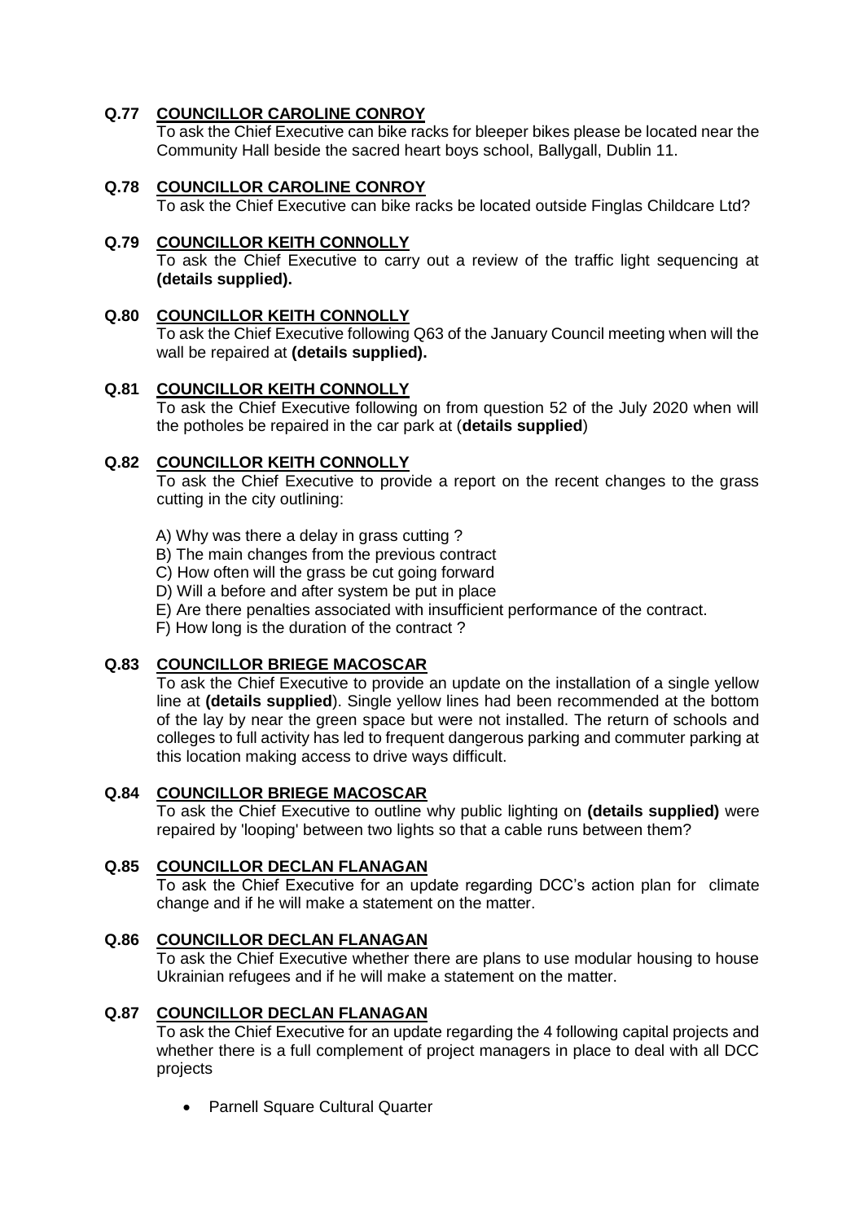**Q.77 COUNCILLOR CAROLINE CONROY**

To ask the Chief Executive can bike racks for bleeper bikes please be located near the Community Hall beside the sacred heart boys school, Ballygall, Dublin 11.

**Q.78 COUNCILLOR CAROLINE CONROY**

To ask the Chief Executive can bike racks be located outside Finglas Childcare Ltd?

**Q.79 COUNCILLOR KEITH CONNOLLY**

To ask the Chief Executive to carry out a review of the traffic light sequencing at **(details supplied).**

**Q.80 COUNCILLOR KEITH CONNOLLY**

To ask the Chief Executive following Q63 of the January Council meeting when will the wall be repaired at **(details supplied).**

**Q.81 COUNCILLOR KEITH CONNOLLY**

To ask the Chief Executive following on from question 52 of the July 2020 when will the potholes be repaired in the car park at (**details supplied**)

**Q.82 COUNCILLOR KEITH CONNOLLY**

To ask the Chief Executive to provide a report on the recent changes to the grass cutting in the city outlining:

A) Why was there a delay in grass cutting ?
B) The main changes from the previous contract
C) How often will the grass be cut going forward
D) Will a before and after system be put in place
E) Are there penalties associated with insufficient performance of the contract.
F) How long is the duration of the contract ?

**Q.83 COUNCILLOR BRIEGE MACOSCAR**

To ask the Chief Executive to provide an update on the installation of a single yellow line at **(details supplied**). Single yellow lines had been recommended at the bottom of the lay by near the green space but were not installed. The return of schools and colleges to full activity has led to frequent dangerous parking and commuter parking at this location making access to drive ways difficult.

**Q.84 COUNCILLOR BRIEGE MACOSCAR**

To ask the Chief Executive to outline why public lighting on **(details supplied)** were repaired by 'looping' between two lights so that a cable runs between them?

**Q.85 COUNCILLOR DECLAN FLANAGAN**

To ask the Chief Executive for an update regarding DCC's action plan for climate change and if he will make a statement on the matter.

**Q.86 COUNCILLOR DECLAN FLANAGAN**

To ask the Chief Executive whether there are plans to use modular housing to house Ukrainian refugees and if he will make a statement on the matter.

**Q.87 COUNCILLOR DECLAN FLANAGAN**

To ask the Chief Executive for an update regarding the 4 following capital projects and whether there is a full complement of project managers in place to deal with all DCC projects

- Parnell Square Cultural Quarter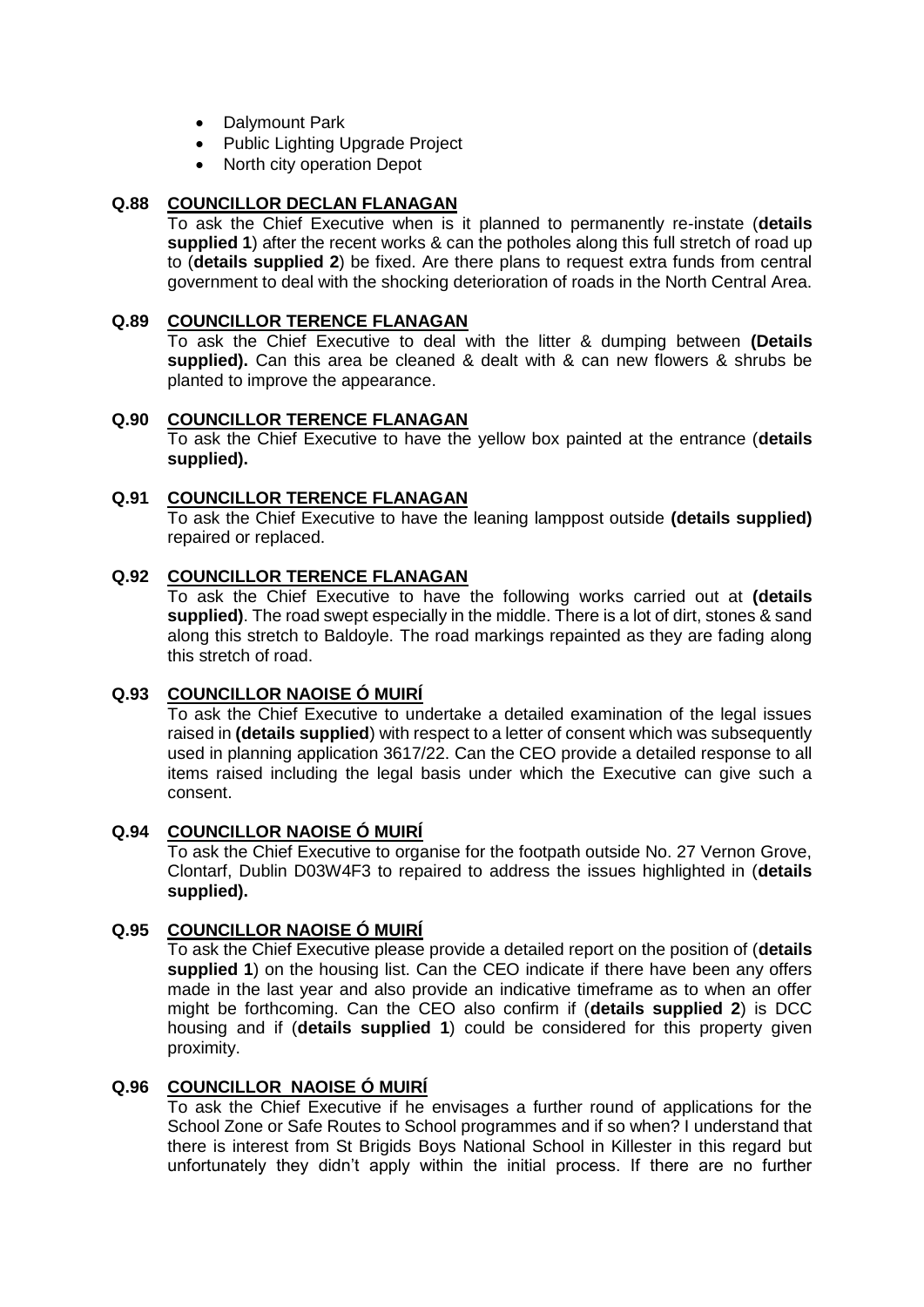- Dalymount Park
- Public Lighting Upgrade Project
- North city operation Depot

**Q.88 COUNCILLOR DECLAN FLANAGAN**

To ask the Chief Executive when is it planned to permanently re-instate (**details supplied 1**) after the recent works & can the potholes along this full stretch of road up to (**details supplied 2**) be fixed. Are there plans to request extra funds from central government to deal with the shocking deterioration of roads in the North Central Area.

**Q.89 COUNCILLOR TERENCE FLANAGAN**

To ask the Chief Executive to deal with the litter & dumping between **(Details supplied).** Can this area be cleaned & dealt with & can new flowers & shrubs be planted to improve the appearance.

**Q.90 COUNCILLOR TERENCE FLANAGAN**

To ask the Chief Executive to have the yellow box painted at the entrance (**details supplied).**

**Q.91 COUNCILLOR TERENCE FLANAGAN**

To ask the Chief Executive to have the leaning lamppost outside **(details supplied)** repaired or replaced.

**Q.92 COUNCILLOR TERENCE FLANAGAN**

To ask the Chief Executive to have the following works carried out at **(details supplied)**. The road swept especially in the middle. There is a lot of dirt, stones & sand along this stretch to Baldoyle. The road markings repainted as they are fading along this stretch of road.

**Q.93 COUNCILLOR NAOISE Ó MUIRÍ**

To ask the Chief Executive to undertake a detailed examination of the legal issues raised in **(details supplied**) with respect to a letter of consent which was subsequently used in planning application 3617/22. Can the CEO provide a detailed response to all items raised including the legal basis under which the Executive can give such a consent.

**Q.94 COUNCILLOR NAOISE Ó MUIRÍ**

To ask the Chief Executive to organise for the footpath outside No. 27 Vernon Grove, Clontarf, Dublin D03W4F3 to repaired to address the issues highlighted in (**details supplied).**

**Q.95 COUNCILLOR NAOISE Ó MUIRÍ**

To ask the Chief Executive please provide a detailed report on the position of (**details supplied 1**) on the housing list. Can the CEO indicate if there have been any offers made in the last year and also provide an indicative timeframe as to when an offer might be forthcoming. Can the CEO also confirm if (**details supplied 2**) is DCC housing and if (**details supplied 1**) could be considered for this property given proximity.

**Q.96 COUNCILLOR NAOISE Ó MUIRÍ**

To ask the Chief Executive if he envisages a further round of applications for the School Zone or Safe Routes to School programmes and if so when? I understand that there is interest from St Brigids Boys National School in Killester in this regard but unfortunately they didn't apply within the initial process. If there are no further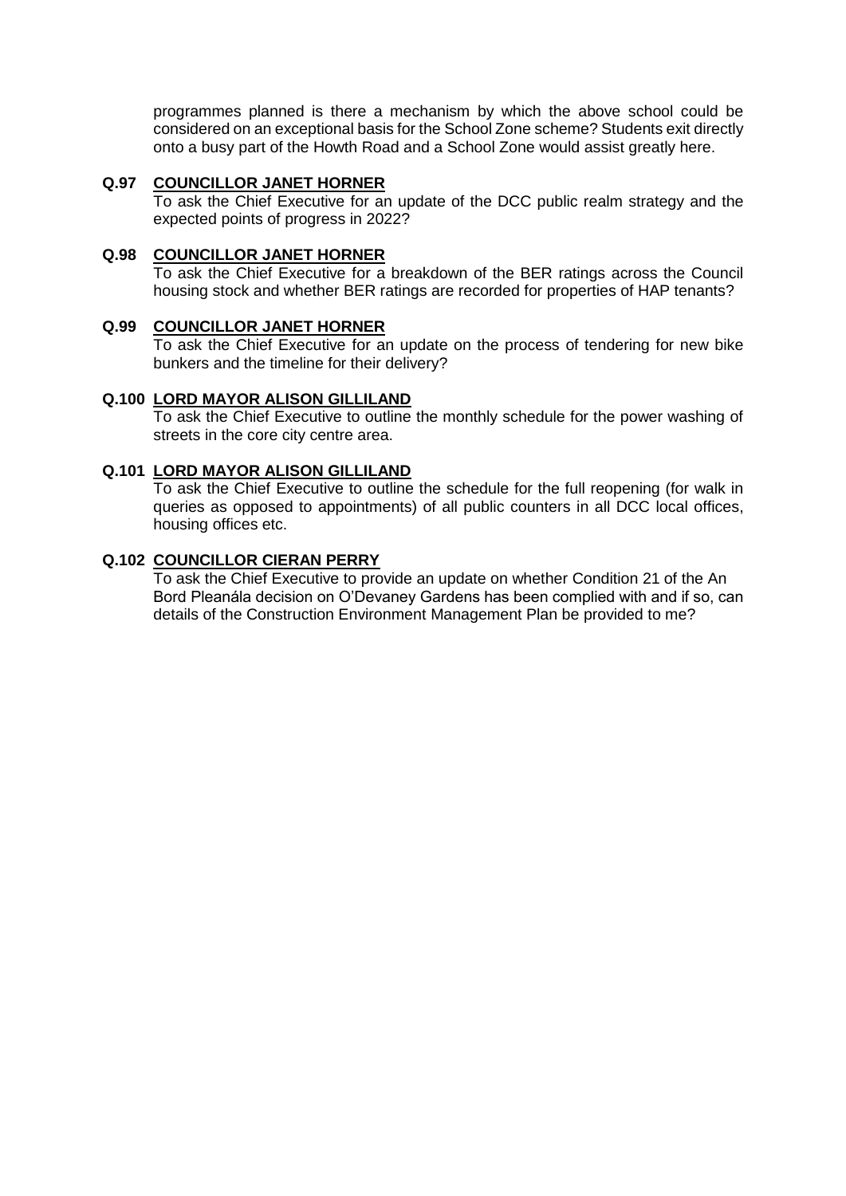programmes planned is there a mechanism by which the above school could be considered on an exceptional basis for the School Zone scheme? Students exit directly onto a busy part of the Howth Road and a School Zone would assist greatly here.

**Q.97 COUNCILLOR JANET HORNER**

To ask the Chief Executive for an update of the DCC public realm strategy and the expected points of progress in 2022?

**Q.98 COUNCILLOR JANET HORNER**

To ask the Chief Executive for a breakdown of the BER ratings across the Council housing stock and whether BER ratings are recorded for properties of HAP tenants?

**Q.99 COUNCILLOR JANET HORNER**

To ask the Chief Executive for an update on the process of tendering for new bike bunkers and the timeline for their delivery?

**Q.100 LORD MAYOR ALISON GILLILAND**

To ask the Chief Executive to outline the monthly schedule for the power washing of streets in the core city centre area.

**Q.101 LORD MAYOR ALISON GILLILAND**

To ask the Chief Executive to outline the schedule for the full reopening (for walk in queries as opposed to appointments) of all public counters in all DCC local offices, housing offices etc.

**Q.102 COUNCILLOR CIERAN PERRY**

To ask the Chief Executive to provide an update on whether Condition 21 of the An Bord Pleanála decision on O'Devaney Gardens has been complied with and if so, can details of the Construction Environment Management Plan be provided to me?